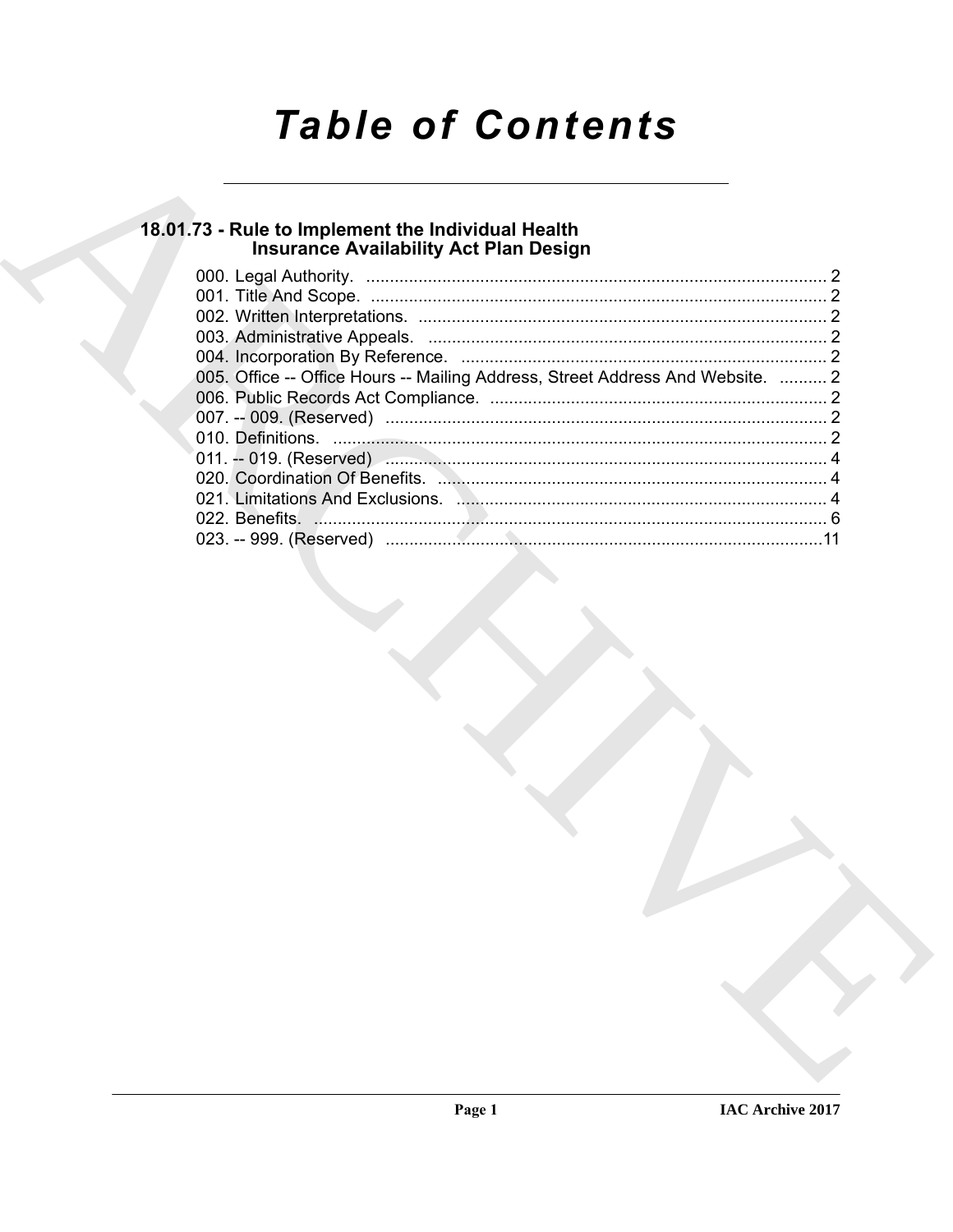# Table of Contents

## 18.01.73 - Rule to Implement the Individual Health Insurance Availability Act Plan Design

000. Legal Authority. ........................................................................................ 2
001. Title And Scope. ........................................................................................ 2
002. Written Interpretations. .............................................................................. 2
003. Administrative Appeals. ............................................................................ 2
004. Incorporation By Reference. ..................................................................... 2
005. Office -- Office Hours -- Mailing Address, Street Address And Website. .......... 2
006. Public Records Act Compliance. ............................................................... 2
007. -- 009. (Reserved) ..................................................................................... 2
010. Definitions. ................................................................................................ 2
011. -- 019. (Reserved) ..................................................................................... 4
020. Coordination Of Benefits. .......................................................................... 4
021. Limitations And Exclusions. ...................................................................... 4
022. Benefits. .................................................................................................... 6
023. -- 999. (Reserved) .....................................................................................11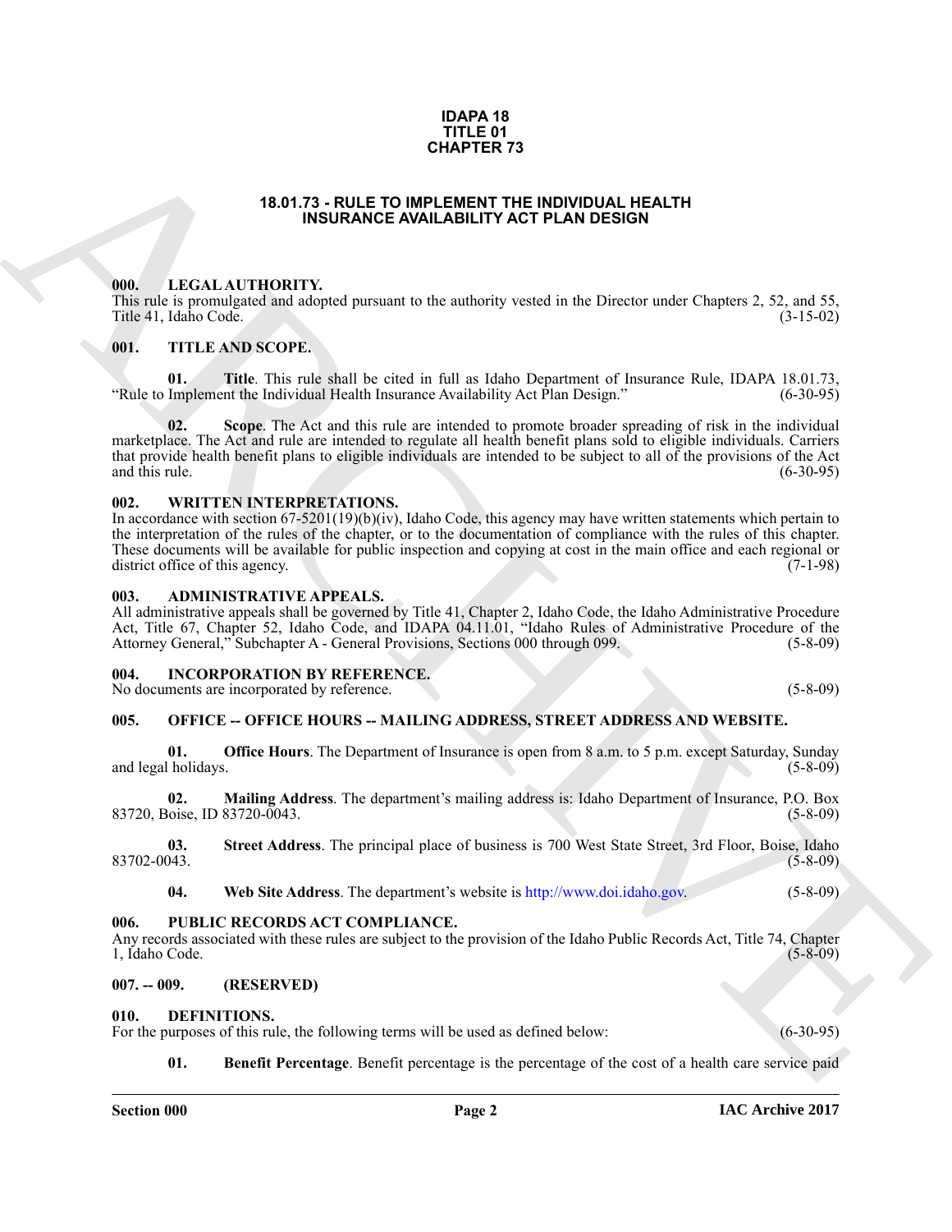# IDAPA 18
# TITLE 01
# CHAPTER 73

## 18.01.73 - RULE TO IMPLEMENT THE INDIVIDUAL HEALTH INSURANCE AVAILABILITY ACT PLAN DESIGN

### 000. LEGAL AUTHORITY.

This rule is promulgated and adopted pursuant to the authority vested in the Director under Chapters 2, 52, and 55, Title 41, Idaho Code. (3-15-02)

### 001. TITLE AND SCOPE.

**01. Title**. This rule shall be cited in full as Idaho Department of Insurance Rule, IDAPA 18.01.73, "Rule to Implement the Individual Health Insurance Availability Act Plan Design." (6-30-95)

**02. Scope**. The Act and this rule are intended to promote broader spreading of risk in the individual marketplace. The Act and rule are intended to regulate all health benefit plans sold to eligible individuals. Carriers that provide health benefit plans to eligible individuals are intended to be subject to all of the provisions of the Act and this rule. (6-30-95)

### 002. WRITTEN INTERPRETATIONS.

In accordance with section 67-5201(19)(b)(iv), Idaho Code, this agency may have written statements which pertain to the interpretation of the rules of the chapter, or to the documentation of compliance with the rules of this chapter. These documents will be available for public inspection and copying at cost in the main office and each regional or district office of this agency. (7-1-98)

### 003. ADMINISTRATIVE APPEALS.

All administrative appeals shall be governed by Title 41, Chapter 2, Idaho Code, the Idaho Administrative Procedure Act, Title 67, Chapter 52, Idaho Code, and IDAPA 04.11.01, "Idaho Rules of Administrative Procedure of the Attorney General," Subchapter A - General Provisions, Sections 000 through 099. (5-8-09)

### 004. INCORPORATION BY REFERENCE.

No documents are incorporated by reference. (5-8-09)

### 005. OFFICE -- OFFICE HOURS -- MAILING ADDRESS, STREET ADDRESS AND WEBSITE.

**01. Office Hours**. The Department of Insurance is open from 8 a.m. to 5 p.m. except Saturday, Sunday and legal holidays. (5-8-09)

**02. Mailing Address**. The department's mailing address is: Idaho Department of Insurance, P.O. Box 83720, Boise, ID 83720-0043. (5-8-09)

**03. Street Address**. The principal place of business is 700 West State Street, 3rd Floor, Boise, Idaho 83702-0043. (5-8-09)

**04. Web Site Address**. The department's website is http://www.doi.idaho.gov. (5-8-09)

### 006. PUBLIC RECORDS ACT COMPLIANCE.

Any records associated with these rules are subject to the provision of the Idaho Public Records Act, Title 74, Chapter 1, Idaho Code. (5-8-09)

### 007. -- 009. (RESERVED)

### 010. DEFINITIONS.

For the purposes of this rule, the following terms will be used as defined below: (6-30-95)

**01. Benefit Percentage**. Benefit percentage is the percentage of the cost of a health care service paid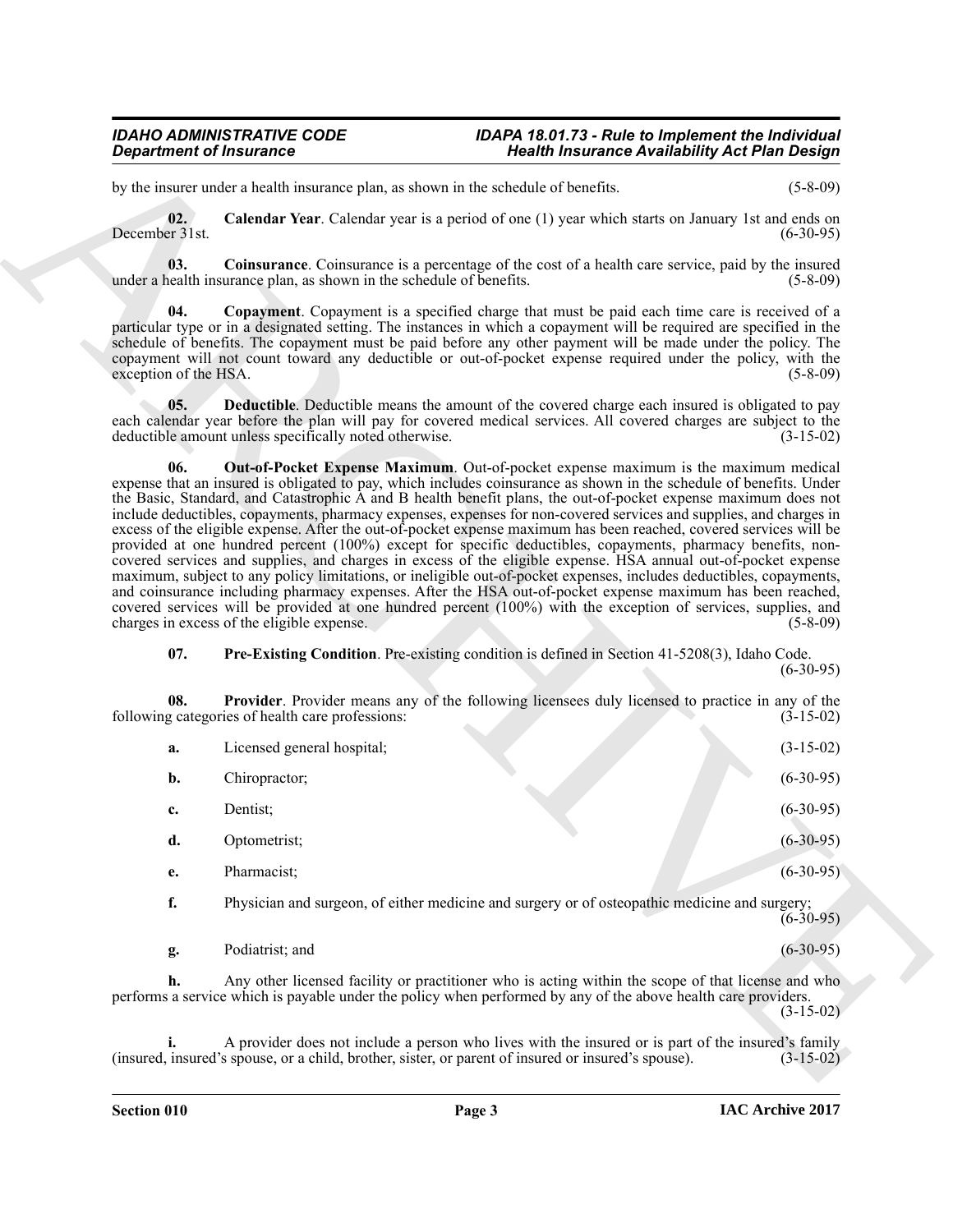by the insurer under a health insurance plan, as shown in the schedule of benefits. (5-8-09)

**02. Calendar Year**. Calendar year is a period of one (1) year which starts on January 1st and ends on December 31st. (6-30-95)

**03. Coinsurance**. Coinsurance is a percentage of the cost of a health care service, paid by the insured under a health insurance plan, as shown in the schedule of benefits. (5-8-09)

**04. Copayment**. Copayment is a specified charge that must be paid each time care is received of a particular type or in a designated setting. The instances in which a copayment will be required are specified in the schedule of benefits. The copayment must be paid before any other payment will be made under the policy. The copayment will not count toward any deductible or out-of-pocket expense required under the policy, with the exception of the HSA. (5-8-09)

**05. Deductible**. Deductible means the amount of the covered charge each insured is obligated to pay each calendar year before the plan will pay for covered medical services. All covered charges are subject to the deductible amount unless specifically noted otherwise. (3-15-02)

**06. Out-of-Pocket Expense Maximum**. Out-of-pocket expense maximum is the maximum medical expense that an insured is obligated to pay, which includes coinsurance as shown in the schedule of benefits. Under the Basic, Standard, and Catastrophic A and B health benefit plans, the out-of-pocket expense maximum does not include deductibles, copayments, pharmacy expenses, expenses for non-covered services and supplies, and charges in excess of the eligible expense. After the out-of-pocket expense maximum has been reached, covered services will be provided at one hundred percent (100%) except for specific deductibles, copayments, pharmacy benefits, non-covered services and supplies, and charges in excess of the eligible expense. HSA annual out-of-pocket expense maximum, subject to any policy limitations, or ineligible out-of-pocket expenses, includes deductibles, copayments, and coinsurance including pharmacy expenses. After the HSA out-of-pocket expense maximum has been reached, covered services will be provided at one hundred percent (100%) with the exception of services, supplies, and charges in excess of the eligible expense. (5-8-09)

**07. Pre-Existing Condition**. Pre-existing condition is defined in Section 41-5208(3), Idaho Code. (6-30-95)

**08. Provider**. Provider means any of the following licensees duly licensed to practice in any of the following categories of health care professions: (3-15-02)

**a.** Licensed general hospital; (3-15-02)

**b.** Chiropractor; (6-30-95)

**c.** Dentist; (6-30-95)

**d.** Optometrist; (6-30-95)

**e.** Pharmacist; (6-30-95)

**f.** Physician and surgeon, of either medicine and surgery or of osteopathic medicine and surgery; (6-30-95)

**g.** Podiatrist; and (6-30-95)

**h.** Any other licensed facility or practitioner who is acting within the scope of that license and who performs a service which is payable under the policy when performed by any of the above health care providers. (3-15-02)

**i.** A provider does not include a person who lives with the insured or is part of the insured's family (insured, insured's spouse, or a child, brother, sister, or parent of insured or insured's spouse). (3-15-02)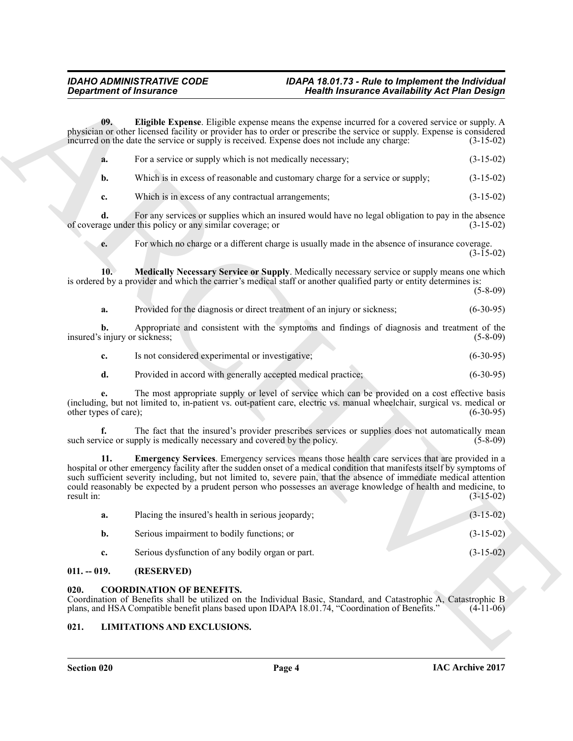**09. Eligible Expense**. Eligible expense means the expense incurred for a covered service or supply. A physician or other licensed facility or provider has to order or prescribe the service or supply. Expense is considered incurred on the date the service or supply is received. Expense does not include any charge: (3-15-02)

**a.** For a service or supply which is not medically necessary; (3-15-02)

**b.** Which is in excess of reasonable and customary charge for a service or supply; (3-15-02)

**c.** Which is in excess of any contractual arrangements; (3-15-02)

**d.** For any services or supplies which an insured would have no legal obligation to pay in the absence of coverage under this policy or any similar coverage; or (3-15-02)

**e.** For which no charge or a different charge is usually made in the absence of insurance coverage. (3-15-02)

**10. Medically Necessary Service or Supply**. Medically necessary service or supply means one which is ordered by a provider and which the carrier's medical staff or another qualified party or entity determines is: (5-8-09)

**a.** Provided for the diagnosis or direct treatment of an injury or sickness; (6-30-95)

**b.** Appropriate and consistent with the symptoms and findings of diagnosis and treatment of the insured's injury or sickness; (5-8-09)

**c.** Is not considered experimental or investigative; (6-30-95)

**d.** Provided in accord with generally accepted medical practice; (6-30-95)

**e.** The most appropriate supply or level of service which can be provided on a cost effective basis (including, but not limited to, in-patient vs. out-patient care, electric vs. manual wheelchair, surgical vs. medical or other types of care); (6-30-95)

**f.** The fact that the insured's provider prescribes services or supplies does not automatically mean such service or supply is medically necessary and covered by the policy. (5-8-09)

**11. Emergency Services**. Emergency services means those health care services that are provided in a hospital or other emergency facility after the sudden onset of a medical condition that manifests itself by symptoms of such sufficient severity including, but not limited to, severe pain, that the absence of immediate medical attention could reasonably be expected by a prudent person who possesses an average knowledge of health and medicine, to result in: (3-15-02)

**a.** Placing the insured's health in serious jeopardy; (3-15-02)

**b.** Serious impairment to bodily functions; or (3-15-02)

**c.** Serious dysfunction of any bodily organ or part. (3-15-02)

## 011. -- 019. (RESERVED)

## 020. COORDINATION OF BENEFITS.

Coordination of Benefits shall be utilized on the Individual Basic, Standard, and Catastrophic A, Catastrophic B plans, and HSA Compatible benefit plans based upon IDAPA 18.01.74, "Coordination of Benefits." (4-11-06)

## 021. LIMITATIONS AND EXCLUSIONS.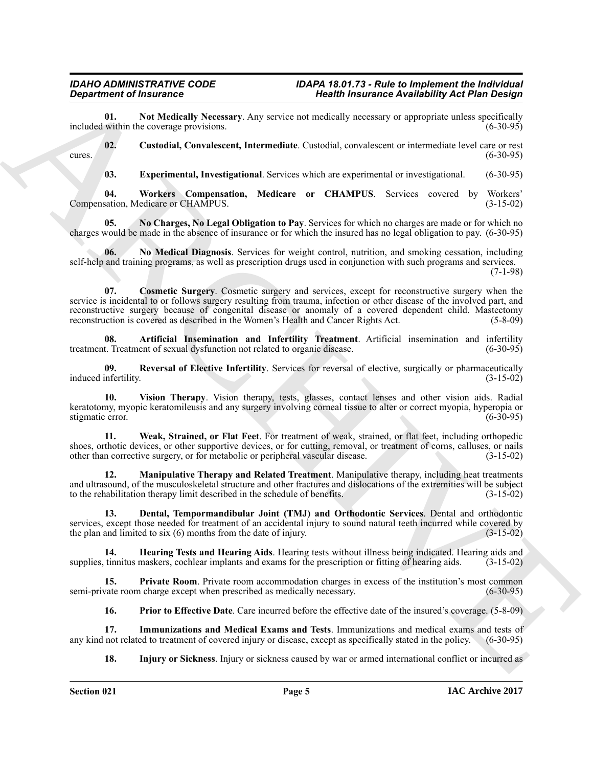**01. Not Medically Necessary**. Any service not medically necessary or appropriate unless specifically included within the coverage provisions. (6-30-95)

**02. Custodial, Convalescent, Intermediate**. Custodial, convalescent or intermediate level care or rest cures. (6-30-95)

**03. Experimental, Investigational**. Services which are experimental or investigational. (6-30-95)

**04. Workers Compensation, Medicare or CHAMPUS**. Services covered by Workers' Compensation, Medicare or CHAMPUS. (3-15-02)

**05. No Charges, No Legal Obligation to Pay**. Services for which no charges are made or for which no charges would be made in the absence of insurance or for which the insured has no legal obligation to pay. (6-30-95)

**06. No Medical Diagnosis**. Services for weight control, nutrition, and smoking cessation, including self-help and training programs, as well as prescription drugs used in conjunction with such programs and services. (7-1-98)

**07. Cosmetic Surgery**. Cosmetic surgery and services, except for reconstructive surgery when the service is incidental to or follows surgery resulting from trauma, infection or other disease of the involved part, and reconstructive surgery because of congenital disease or anomaly of a covered dependent child. Mastectomy reconstruction is covered as described in the Women's Health and Cancer Rights Act. (5-8-09)

**08. Artificial Insemination and Infertility Treatment**. Artificial insemination and infertility treatment. Treatment of sexual dysfunction not related to organic disease. (6-30-95)

**09. Reversal of Elective Infertility**. Services for reversal of elective, surgically or pharmaceutically induced infertility. (3-15-02)

**10. Vision Therapy**. Vision therapy, tests, glasses, contact lenses and other vision aids. Radial keratotomy, myopic keratomileusis and any surgery involving corneal tissue to alter or correct myopia, hyperopia or stigmatic error. (6-30-95)

**11. Weak, Strained, or Flat Feet**. For treatment of weak, strained, or flat feet, including orthopedic shoes, orthotic devices, or other supportive devices, or for cutting, removal, or treatment of corns, calluses, or nails other than corrective surgery, or for metabolic or peripheral vascular disease. (3-15-02)

**12. Manipulative Therapy and Related Treatment**. Manipulative therapy, including heat treatments and ultrasound, of the musculoskeletal structure and other fractures and dislocations of the extremities will be subject to the rehabilitation therapy limit described in the schedule of benefits. (3-15-02)

**13. Dental, Tempormandibular Joint (TMJ) and Orthodontic Services**. Dental and orthodontic services, except those needed for treatment of an accidental injury to sound natural teeth incurred while covered by the plan and limited to six (6) months from the date of injury. (3-15-02)

**14. Hearing Tests and Hearing Aids**. Hearing tests without illness being indicated. Hearing aids and supplies, tinnitus maskers, cochlear implants and exams for the prescription or fitting of hearing aids. (3-15-02)

**15. Private Room**. Private room accommodation charges in excess of the institution's most common semi-private room charge except when prescribed as medically necessary. (6-30-95)

**16. Prior to Effective Date**. Care incurred before the effective date of the insured's coverage. (5-8-09)

**17. Immunizations and Medical Exams and Tests**. Immunizations and medical exams and tests of any kind not related to treatment of covered injury or disease, except as specifically stated in the policy. (6-30-95)

**18. Injury or Sickness**. Injury or sickness caused by war or armed international conflict or incurred as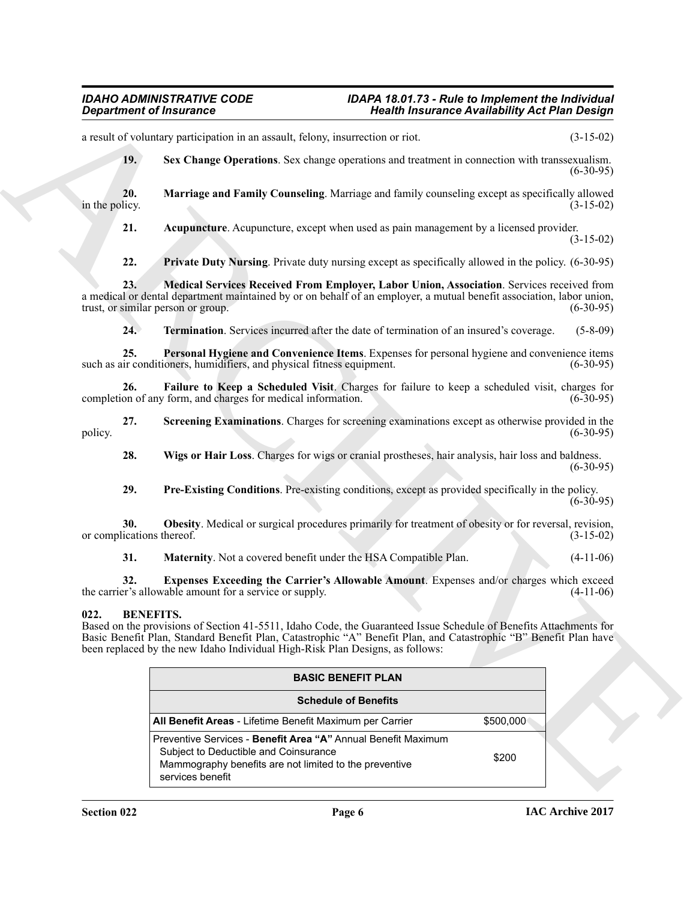a result of voluntary participation in an assault, felony, insurrection or riot. (3-15-02)

**19. Sex Change Operations**. Sex change operations and treatment in connection with transsexualism. (6-30-95)

**20. Marriage and Family Counseling**. Marriage and family counseling except as specifically allowed in the policy. (3-15-02)

**21. Acupuncture**. Acupuncture, except when used as pain management by a licensed provider. (3-15-02)

**22. Private Duty Nursing**. Private duty nursing except as specifically allowed in the policy. (6-30-95)

**23. Medical Services Received From Employer, Labor Union, Association**. Services received from a medical or dental department maintained by or on behalf of an employer, a mutual benefit association, labor union, trust, or similar person or group. (6-30-95)

**24. Termination**. Services incurred after the date of termination of an insured's coverage. (5-8-09)

**25. Personal Hygiene and Convenience Items**. Expenses for personal hygiene and convenience items such as air conditioners, humidifiers, and physical fitness equipment. (6-30-95)

**26. Failure to Keep a Scheduled Visit**. Charges for failure to keep a scheduled visit, charges for completion of any form, and charges for medical information. (6-30-95)

**27. Screening Examinations**. Charges for screening examinations except as otherwise provided in the policy. (6-30-95)

**28. Wigs or Hair Loss**. Charges for wigs or cranial prostheses, hair analysis, hair loss and baldness. (6-30-95)

**29. Pre-Existing Conditions**. Pre-existing conditions, except as provided specifically in the policy. (6-30-95)

**30. Obesity**. Medical or surgical procedures primarily for treatment of obesity or for reversal, revision, or complications thereof. (3-15-02)

**31. Maternity**. Not a covered benefit under the HSA Compatible Plan. (4-11-06)

**32. Expenses Exceeding the Carrier's Allowable Amount**. Expenses and/or charges which exceed the carrier's allowable amount for a service or supply. (4-11-06)

## 022. BENEFITS.

Based on the provisions of Section 41-5511, Idaho Code, the Guaranteed Issue Schedule of Benefits Attachments for Basic Benefit Plan, Standard Benefit Plan, Catastrophic "A" Benefit Plan, and Catastrophic "B" Benefit Plan have been replaced by the new Idaho Individual High-Risk Plan Designs, as follows:

| BASIC BENEFIT PLAN | |
|---|---|
| **Schedule of Benefits** | |
| **All Benefit Areas** - Lifetime Benefit Maximum per Carrier | $500,000 |
| Preventive Services - **Benefit Area "A"** Annual Benefit Maximum<br>Subject to Deductible and Coinsurance<br>Mammography benefits are not limited to the preventive services benefit | $200 |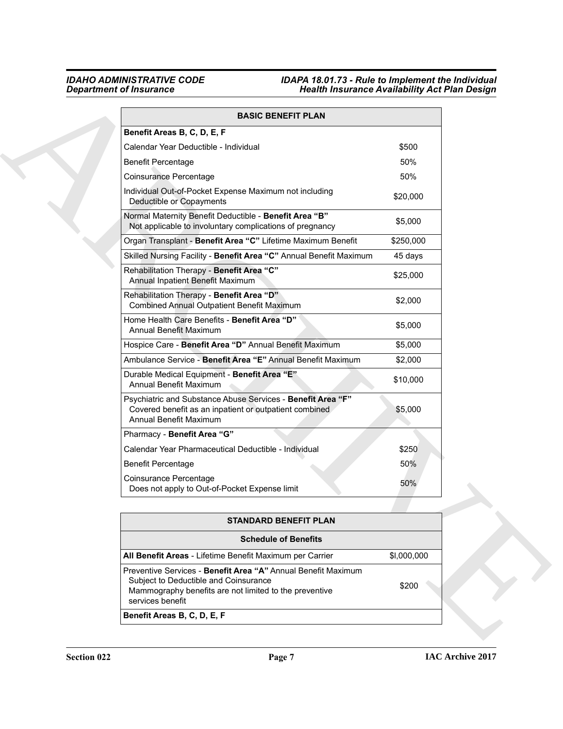| BASIC BENEFIT PLAN | |
|---|---|
| **Benefit Areas B, C, D, E, F** | |
| Calendar Year Deductible - Individual | $500 |
| Benefit Percentage | 50% |
| Coinsurance Percentage | 50% |
| Individual Out-of-Pocket Expense Maximum not including Deductible or Copayments | $20,000 |
| Normal Maternity Benefit Deductible - **Benefit Area "B"** Not applicable to involuntary complications of pregnancy | $5,000 |
| Organ Transplant - **Benefit Area "C"** Lifetime Maximum Benefit | $250,000 |
| Skilled Nursing Facility - **Benefit Area "C"** Annual Benefit Maximum | 45 days |
| Rehabilitation Therapy - **Benefit Area "C"** Annual Inpatient Benefit Maximum | $25,000 |
| Rehabilitation Therapy - **Benefit Area "D"** Combined Annual Outpatient Benefit Maximum | $2,000 |
| Home Health Care Benefits - **Benefit Area "D"** Annual Benefit Maximum | $5,000 |
| Hospice Care - **Benefit Area "D"** Annual Benefit Maximum | $5,000 |
| Ambulance Service - **Benefit Area "E"** Annual Benefit Maximum | $2,000 |
| Durable Medical Equipment - **Benefit Area "E"** Annual Benefit Maximum | $10,000 |
| Psychiatric and Substance Abuse Services - **Benefit Area "F"** Covered benefit as an inpatient or outpatient combined Annual Benefit Maximum | $5,000 |
| Pharmacy - **Benefit Area "G"** | |
| Calendar Year Pharmaceutical Deductible - Individual | $250 |
| Benefit Percentage | 50% |
| Coinsurance Percentage Does not apply to Out-of-Pocket Expense limit | 50% |

| STANDARD BENEFIT PLAN | |
|---|---|
| **Schedule of Benefits** | |
| **All Benefit Areas** - Lifetime Benefit Maximum per Carrier | $l,000,000 |
| Preventive Services - **Benefit Area "A"** Annual Benefit Maximum Subject to Deductible and Coinsurance Mammography benefits are not limited to the preventive services benefit | $200 |
| **Benefit Areas B, C, D, E, F** | |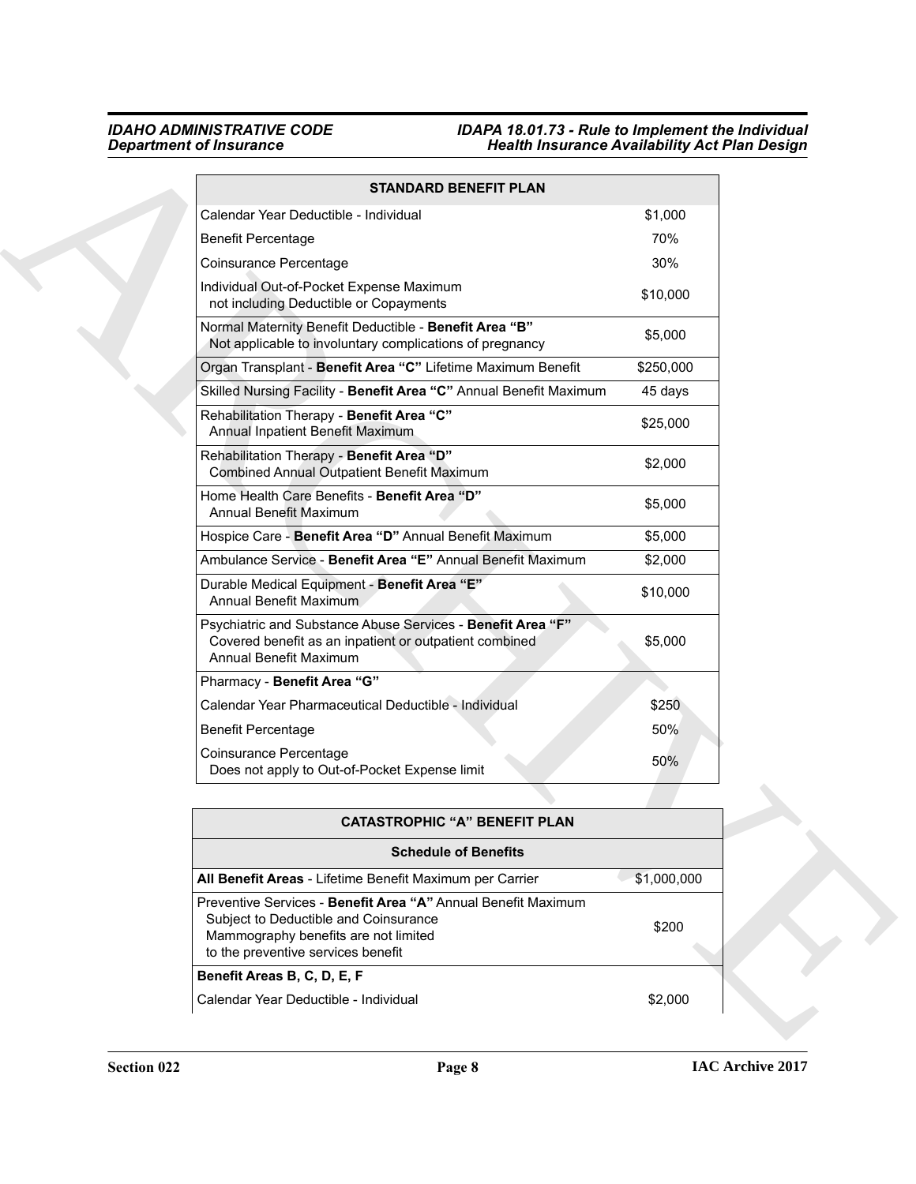| STANDARD BENEFIT PLAN | |
|---|---|
| Calendar Year Deductible - Individual | $1,000 |
| Benefit Percentage | 70% |
| Coinsurance Percentage | 30% |
| Individual Out-of-Pocket Expense Maximum not including Deductible or Copayments | $10,000 |
| Normal Maternity Benefit Deductible - **Benefit Area "B"** Not applicable to involuntary complications of pregnancy | $5,000 |
| Organ Transplant - **Benefit Area "C"** Lifetime Maximum Benefit | $250,000 |
| Skilled Nursing Facility - **Benefit Area "C"** Annual Benefit Maximum | 45 days |
| Rehabilitation Therapy - **Benefit Area "C"** Annual Inpatient Benefit Maximum | $25,000 |
| Rehabilitation Therapy - **Benefit Area "D"** Combined Annual Outpatient Benefit Maximum | $2,000 |
| Home Health Care Benefits - **Benefit Area "D"** Annual Benefit Maximum | $5,000 |
| Hospice Care - **Benefit Area "D"** Annual Benefit Maximum | $5,000 |
| Ambulance Service - **Benefit Area "E"** Annual Benefit Maximum | $2,000 |
| Durable Medical Equipment - **Benefit Area "E"** Annual Benefit Maximum | $10,000 |
| Psychiatric and Substance Abuse Services - **Benefit Area "F"** Covered benefit as an inpatient or outpatient combined Annual Benefit Maximum | $5,000 |
| Pharmacy - **Benefit Area "G"** | |
| Calendar Year Pharmaceutical Deductible - Individual | $250 |
| Benefit Percentage | 50% |
| Coinsurance Percentage Does not apply to Out-of-Pocket Expense limit | 50% |

| CATASTROPHIC "A" BENEFIT PLAN | |
|---|---|
| **Schedule of Benefits** | |
| **All Benefit Areas** - Lifetime Benefit Maximum per Carrier | $1,000,000 |
| Preventive Services - **Benefit Area "A"** Annual Benefit Maximum Subject to Deductible and Coinsurance Mammography benefits are not limited to the preventive services benefit | $200 |
| **Benefit Areas B, C, D, E, F** | |
| Calendar Year Deductible - Individual | $2,000 |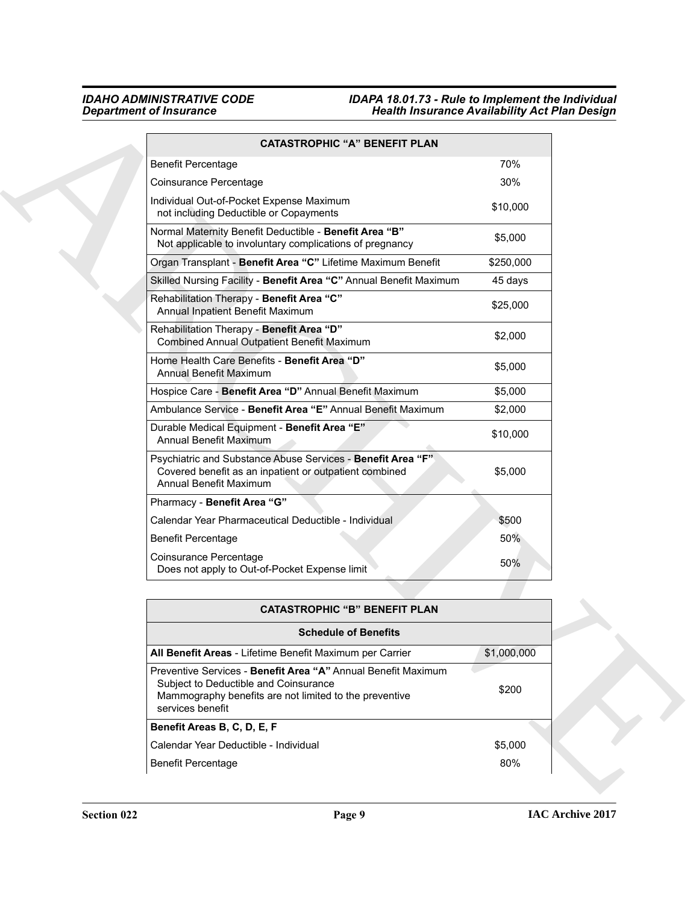| CATASTROPHIC "A" BENEFIT PLAN | |
|---|---|
| Benefit Percentage | 70% |
| Coinsurance Percentage | 30% |
| Individual Out-of-Pocket Expense Maximum not including Deductible or Copayments | $10,000 |
| Normal Maternity Benefit Deductible - **Benefit Area "B"** Not applicable to involuntary complications of pregnancy | $5,000 |
| Organ Transplant - **Benefit Area "C"** Lifetime Maximum Benefit | $250,000 |
| Skilled Nursing Facility - **Benefit Area "C"** Annual Benefit Maximum | 45 days |
| Rehabilitation Therapy - **Benefit Area "C"** Annual Inpatient Benefit Maximum | $25,000 |
| Rehabilitation Therapy - **Benefit Area "D"** Combined Annual Outpatient Benefit Maximum | $2,000 |
| Home Health Care Benefits - **Benefit Area "D"** Annual Benefit Maximum | $5,000 |
| Hospice Care - **Benefit Area "D"** Annual Benefit Maximum | $5,000 |
| Ambulance Service - **Benefit Area "E"** Annual Benefit Maximum | $2,000 |
| Durable Medical Equipment - **Benefit Area "E"** Annual Benefit Maximum | $10,000 |
| Psychiatric and Substance Abuse Services - **Benefit Area "F"** Covered benefit as an inpatient or outpatient combined Annual Benefit Maximum | $5,000 |
| Pharmacy - **Benefit Area "G"** | |
| Calendar Year Pharmaceutical Deductible - Individual | $500 |
| Benefit Percentage | 50% |
| Coinsurance Percentage Does not apply to Out-of-Pocket Expense limit | 50% |

| CATASTROPHIC "B" BENEFIT PLAN | |
|---|---|
| **Schedule of Benefits** | |
| **All Benefit Areas** - Lifetime Benefit Maximum per Carrier | $1,000,000 |
| Preventive Services - **Benefit Area "A"** Annual Benefit Maximum Subject to Deductible and Coinsurance Mammography benefits are not limited to the preventive services benefit | $200 |
| **Benefit Areas B, C, D, E, F** | |
| Calendar Year Deductible - Individual | $5,000 |
| Benefit Percentage | 80% |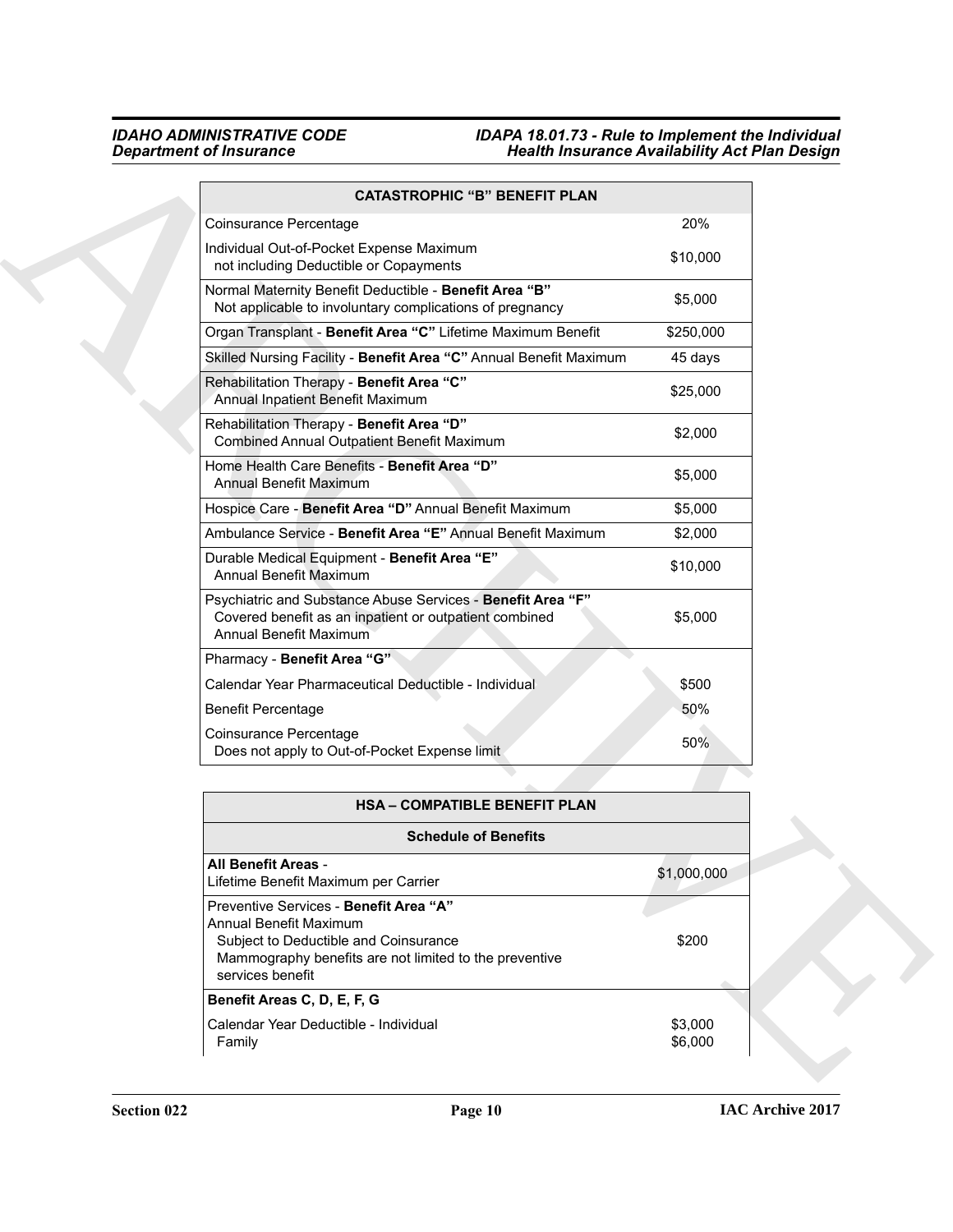| CATASTROPHIC "B" BENEFIT PLAN | |
|---|---|
| Coinsurance Percentage | 20% |
| Individual Out-of-Pocket Expense Maximum<br>not including Deductible or Copayments | $10,000 |
| Normal Maternity Benefit Deductible - **Benefit Area "B"**<br>Not applicable to involuntary complications of pregnancy | $5,000 |
| Organ Transplant - **Benefit Area "C"** Lifetime Maximum Benefit | $250,000 |
| Skilled Nursing Facility - **Benefit Area "C"** Annual Benefit Maximum | 45 days |
| Rehabilitation Therapy - **Benefit Area "C"**<br>Annual Inpatient Benefit Maximum | $25,000 |
| Rehabilitation Therapy - **Benefit Area "D"**<br>Combined Annual Outpatient Benefit Maximum | $2,000 |
| Home Health Care Benefits - **Benefit Area "D"**<br>Annual Benefit Maximum | $5,000 |
| Hospice Care - **Benefit Area "D"** Annual Benefit Maximum | $5,000 |
| Ambulance Service - **Benefit Area "E"** Annual Benefit Maximum | $2,000 |
| Durable Medical Equipment - **Benefit Area "E"**<br>Annual Benefit Maximum | $10,000 |
| Psychiatric and Substance Abuse Services - **Benefit Area "F"**<br>Covered benefit as an inpatient or outpatient combined<br>Annual Benefit Maximum | $5,000 |
| Pharmacy - **Benefit Area "G"** | |
| Calendar Year Pharmaceutical Deductible - Individual | $500 |
| Benefit Percentage | 50% |
| Coinsurance Percentage<br>Does not apply to Out-of-Pocket Expense limit | 50% |

| HSA – COMPATIBLE BENEFIT PLAN | |
|---|---|
| **Schedule of Benefits** | |
| **All Benefit Areas** -<br>Lifetime Benefit Maximum per Carrier | $1,000,000 |
| Preventive Services - **Benefit Area "A"**<br>Annual Benefit Maximum<br>Subject to Deductible and Coinsurance<br>Mammography benefits are not limited to the preventive services benefit | $200 |
| **Benefit Areas C, D, E, F, G** | |
| Calendar Year Deductible - Individual<br>Family | $3,000<br>$6,000 |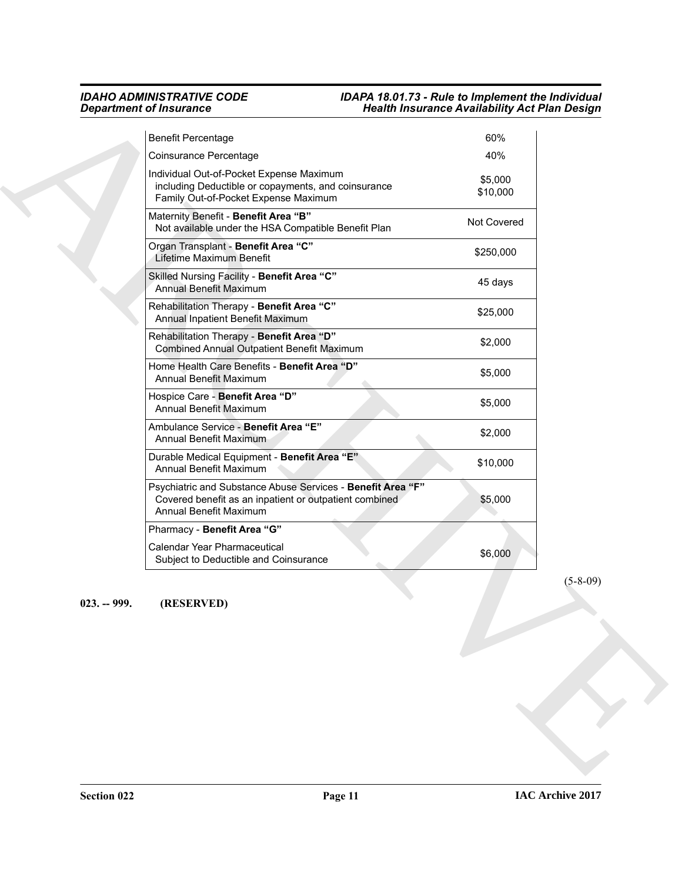| | |
|---|---|
| Benefit Percentage | 60% |
| Coinsurance Percentage | 40% |
| Individual Out-of-Pocket Expense Maximum including Deductible or copayments, and coinsurance Family Out-of-Pocket Expense Maximum | $5,000 $10,000 |
| Maternity Benefit - **Benefit Area "B"** Not available under the HSA Compatible Benefit Plan | Not Covered |
| Organ Transplant - **Benefit Area "C"** Lifetime Maximum Benefit | $250,000 |
| Skilled Nursing Facility - **Benefit Area "C"** Annual Benefit Maximum | 45 days |
| Rehabilitation Therapy - **Benefit Area "C"** Annual Inpatient Benefit Maximum | $25,000 |
| Rehabilitation Therapy - **Benefit Area "D"** Combined Annual Outpatient Benefit Maximum | $2,000 |
| Home Health Care Benefits - **Benefit Area "D"** Annual Benefit Maximum | $5,000 |
| Hospice Care - **Benefit Area "D"** Annual Benefit Maximum | $5,000 |
| Ambulance Service - **Benefit Area "E"** Annual Benefit Maximum | $2,000 |
| Durable Medical Equipment - **Benefit Area "E"** Annual Benefit Maximum | $10,000 |
| Psychiatric and Substance Abuse Services - **Benefit Area "F"** Covered benefit as an inpatient or outpatient combined Annual Benefit Maximum | $5,000 |
| Pharmacy - **Benefit Area "G"** Calendar Year Pharmaceutical Subject to Deductible and Coinsurance | $6,000 |

(5-8-09)

**023. -- 999. (RESERVED)**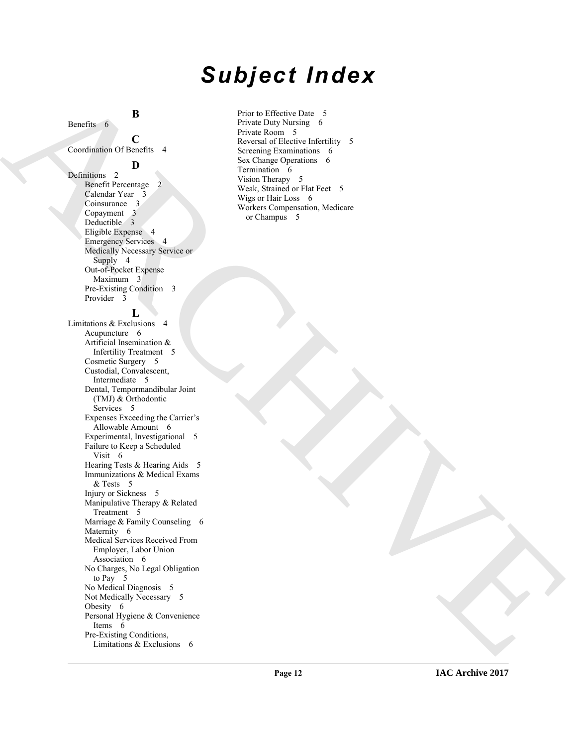# Subject Index

**B**

Benefits 6

**C**

Coordination Of Benefits 4

**D**

Definitions 2
- Benefit Percentage 2
- Calendar Year 3
- Coinsurance 3
- Copayment 3
- Deductible 3
- Eligible Expense 4
- Emergency Services 4
- Medically Necessary Service or Supply 4
- Out-of-Pocket Expense Maximum 3
- Pre-Existing Condition 3
- Provider 3

**L**

Limitations & Exclusions 4
- Acupuncture 6
- Artificial Insemination & Infertility Treatment 5
- Cosmetic Surgery 5
- Custodial, Convalescent, Intermediate 5
- Dental, Tempormandibular Joint (TMJ) & Orthodontic Services 5
- Expenses Exceeding the Carrier's Allowable Amount 6
- Experimental, Investigational 5
- Failure to Keep a Scheduled Visit 6
- Hearing Tests & Hearing Aids 5
- Immunizations & Medical Exams & Tests 5
- Injury or Sickness 5
- Manipulative Therapy & Related Treatment 5
- Marriage & Family Counseling 6
- Maternity 6
- Medical Services Received From Employer, Labor Union Association 6
- No Charges, No Legal Obligation to Pay 5
- No Medical Diagnosis 5
- Not Medically Necessary 5
- Obesity 6
- Personal Hygiene & Convenience Items 6
- Pre-Existing Conditions, Limitations & Exclusions 6
- Prior to Effective Date 5
- Private Duty Nursing 6
- Private Room 5
- Reversal of Elective Infertility 5
- Screening Examinations 6
- Sex Change Operations 6
- Termination 6
- Vision Therapy 5
- Weak, Strained or Flat Feet 5
- Wigs or Hair Loss 6
- Workers Compensation, Medicare or Champus 5